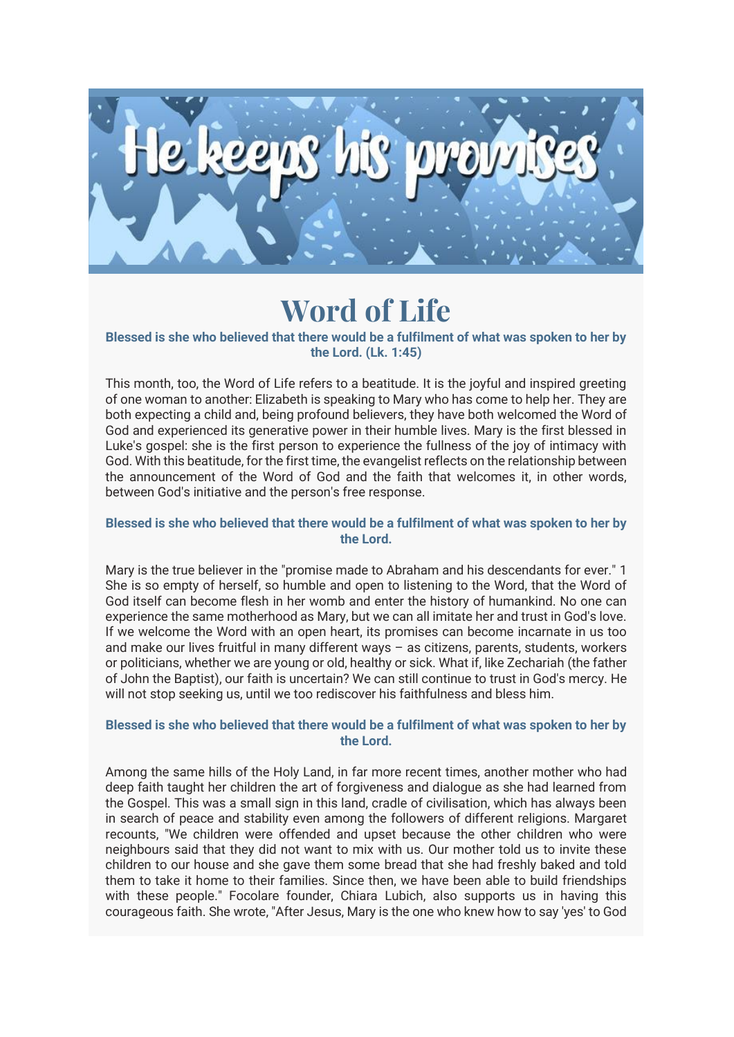# He keeps his promises

# Word of Life

**Blessed is she who believed that there would be a fulfilment of what was spoken to her by the Lord. (Lk. 1:45)**

This month, too, the Word of Life refers to a beatitude. It is the joyful and inspired greeting of one woman to another: Elizabeth is speaking to Mary who has come to help her. They are both expecting a child and, being profound believers, they have both welcomed the Word of God and experienced its generative power in their humble lives. Mary is the first blessed in Luke's gospel: she is the first person to experience the fullness of the joy of intimacy with God. With this beatitude, for the first time, the evangelist reflects on the relationship between the announcement of the Word of God and the faith that welcomes it, in other words, between God's initiative and the person's free response.

**Blessed is she who believed that there would be a fulfilment of what was spoken to her by the Lord.**

Mary is the true believer in the "promise made to Abraham and his descendants for ever." [1] She is so empty of herself, so humble and open to listening to the Word, that the Word of God itself can become flesh in her womb and enter the history of humankind. No one can experience the same motherhood as Mary, but we can all imitate her and trust in God's love. If we welcome the Word with an open heart, its promises can become incarnate in us too and make our lives fruitful in many different ways – as citizens, parents, students, workers or politicians, whether we are young or old, healthy or sick. What if, like Zechariah (the father of John the Baptist), our faith is uncertain? We can still continue to trust in God's mercy. He will not stop seeking us, until we too rediscover his faithfulness and bless him.

**Blessed is she who believed that there would be a fulfilment of what was spoken to her by the Lord.**

Among the same hills of the Holy Land, in far more recent times, another mother who had deep faith taught her children the art of forgiveness and dialogue as she had learned from the Gospel. This was a small sign in this land, cradle of civilisation, which has always been in search of peace and stability even among the followers of different religions. Margaret recounts, "We children were offended and upset because the other children who were neighbours said that they did not want to mix with us. Our mother told us to invite these children to our house and she gave them some bread that she had freshly baked and told them to take it home to their families. Since then, we have been able to build friendships with these people." Focolare founder, Chiara Lubich, also supports us in having this courageous faith. She wrote, "After Jesus, Mary is the one who knew how to say 'yes' to God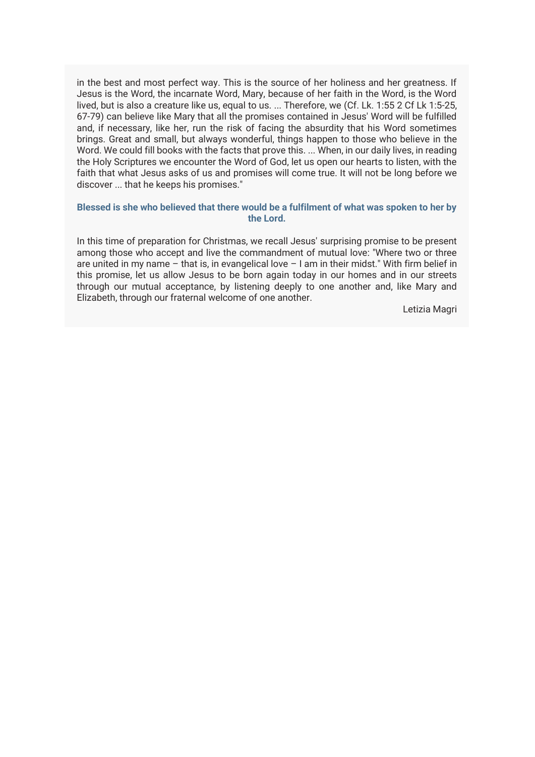in the best and most perfect way. This is the source of her holiness and her greatness. If Jesus is the Word, the incarnate Word, Mary, because of her faith in the Word, is the Word lived, but is also a creature like us, equal to us. ... Therefore, we (Cf. Lk. 1:55 2 Cf Lk 1:5-25, 67-79) can believe like Mary that all the promises contained in Jesus' Word will be fulfilled and, if necessary, like her, run the risk of facing the absurdity that his Word sometimes brings. Great and small, but always wonderful, things happen to those who believe in the Word. We could fill books with the facts that prove this. ... When, in our daily lives, in reading the Holy Scriptures we encounter the Word of God, let us open our hearts to listen, with the faith that what Jesus asks of us and promises will come true. It will not be long before we discover ... that he keeps his promises."

**Blessed is she who believed that there would be a fulfilment of what was spoken to her by the Lord.**

In this time of preparation for Christmas, we recall Jesus' surprising promise to be present among those who accept and live the commandment of mutual love: "Where two or three are united in my name – that is, in evangelical love – I am in their midst." With firm belief in this promise, let us allow Jesus to be born again today in our homes and in our streets through our mutual acceptance, by listening deeply to one another and, like Mary and Elizabeth, through our fraternal welcome of one another.

Letizia Magri